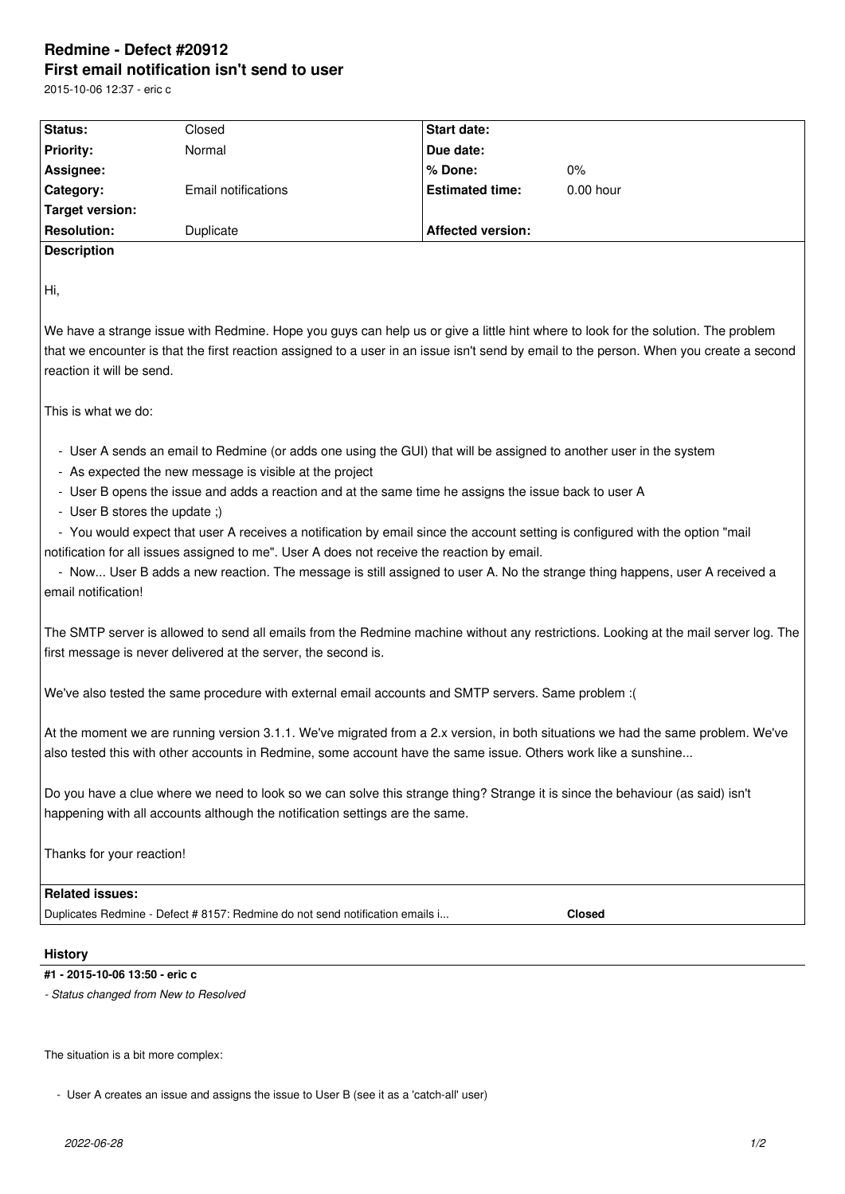# Redmine - Defect #20912

## First email notification isn't send to user

2015-10-06 12:37 - eric c

| Status: | Closed | Start date: | |
|---|---|---|---|
| Priority: | Normal | Due date: | |
| Assignee: | | % Done: | 0% |
| Category: | Email notifications | Estimated time: | 0.00 hour |
| Target version: | | | |
| Resolution: | Duplicate | Affected version: | |

**Description**

Hi,

We have a strange issue with Redmine. Hope you guys can help us or give a little hint where to look for the solution. The problem that we encounter is that the first reaction assigned to a user in an issue isn't send by email to the person. When you create a second reaction it will be send.

This is what we do:

- User A sends an email to Redmine (or adds one using the GUI) that will be assigned to another user in the system
- As expected the new message is visible at the project
- User B opens the issue and adds a reaction and at the same time he assigns the issue back to user A
- User B stores the update ;)
- You would expect that user A receives a notification by email since the account setting is configured with the option "mail notification for all issues assigned to me". User A does not receive the reaction by email.
- Now... User B adds a new reaction. The message is still assigned to user A. No the strange thing happens, user A received a email notification!

The SMTP server is allowed to send all emails from the Redmine machine without any restrictions. Looking at the mail server log. The first message is never delivered at the server, the second is.

We've also tested the same procedure with external email accounts and SMTP servers. Same problem :(

At the moment we are running version 3.1.1. We've migrated from a 2.x version, in both situations we had the same problem. We've also tested this with other accounts in Redmine, some account have the same issue. Others work like a sunshine...

Do you have a clue where we need to look so we can solve this strange thing? Strange it is since the behaviour (as said) isn't happening with all accounts although the notification settings are the same.

Thanks for your reaction!

**Related issues:**

Duplicates Redmine - Defect # 8157: Redmine do not send notification emails i... **Closed**

### History

#### #1 - 2015-10-06 13:50 - eric c

*- Status changed from New to Resolved*

The situation is a bit more complex:

- User A creates an issue and assigns the issue to User B (see it as a 'catch-all' user)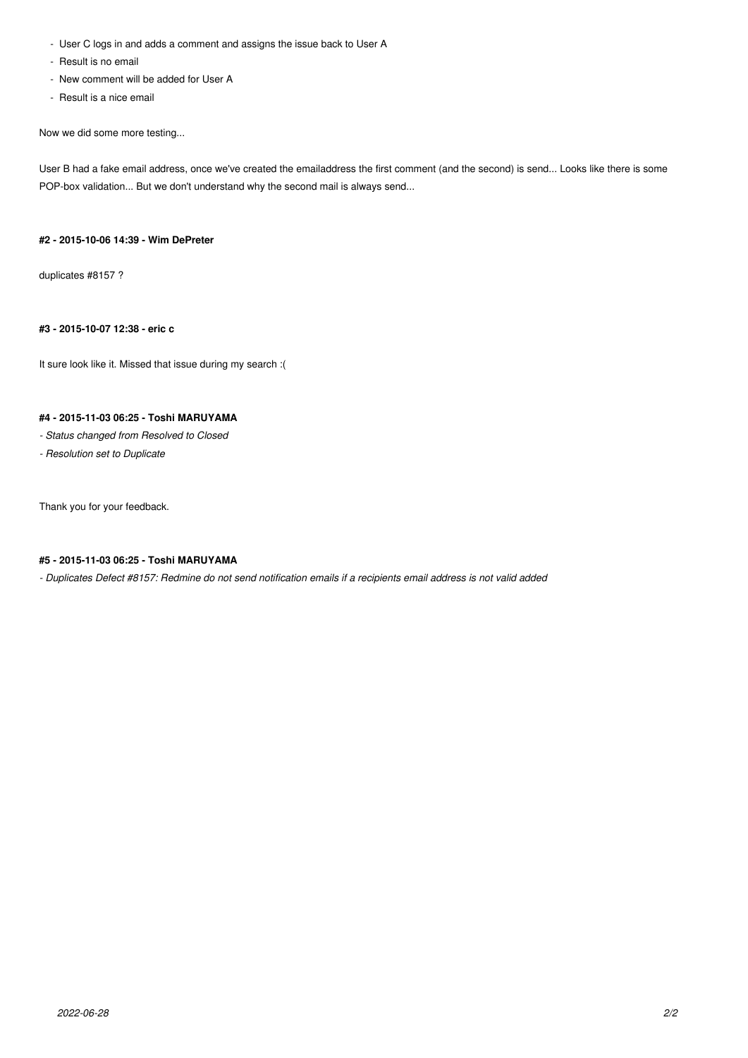- User C logs in and adds a comment and assigns the issue back to User A
- Result is no email
- New comment will be added for User A
- Result is a nice email

Now we did some more testing...

User B had a fake email address, once we've created the emailaddress the first comment (and the second) is send... Looks like there is some POP-box validation... But we don't understand why the second mail is always send...

#### #2 - 2015-10-06 14:39 - Wim DePreter

duplicates #8157 ?

#### #3 - 2015-10-07 12:38 - eric c

It sure look like it. Missed that issue during my search :(

#### #4 - 2015-11-03 06:25 - Toshi MARUYAMA

*- Status changed from Resolved to Closed*

*- Resolution set to Duplicate*

Thank you for your feedback.

#### #5 - 2015-11-03 06:25 - Toshi MARUYAMA

*- Duplicates Defect #8157: Redmine do not send notification emails if a recipients email address is not valid added*